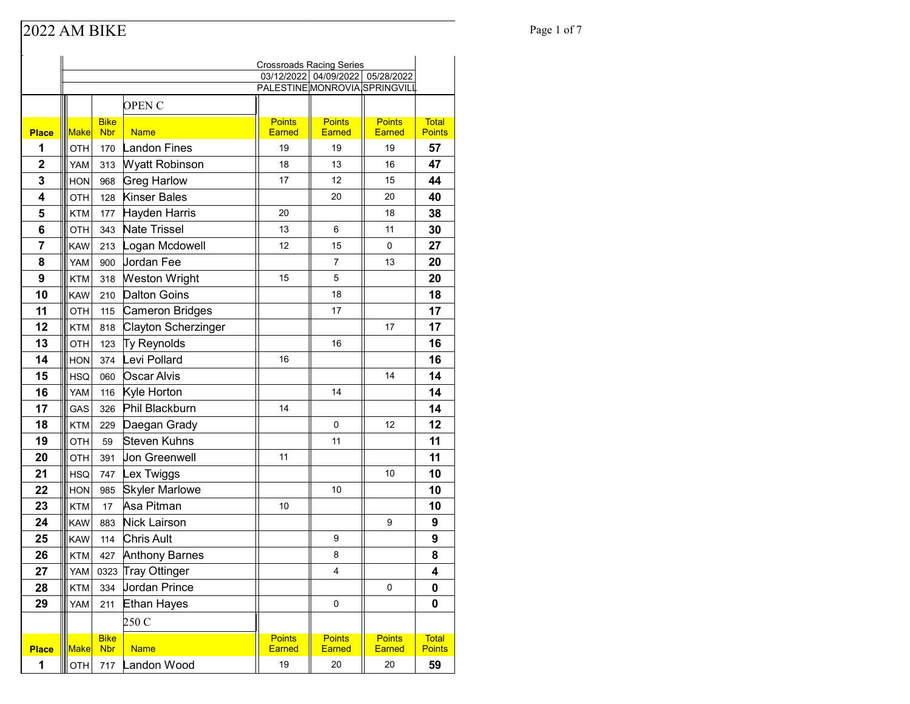# 2022 AM BIKE

| | | | | Crossroads Racing Series | | | |
|---|---|---|---|---|---|---|---|
| | | | | 03/12/2022 | 04/09/2022 | 05/28/2022 | |
| | | | | PALESTINE | MONROVIA | SPRINGVILL | |
| | | | OPEN C | | | | |
| **Place** | **Make** | **Bike Nbr** | **Name** | **Points Earned** | **Points Earned** | **Points Earned** | **Total Points** |
| **1** | OTH | 170 | Landon Fines | 19 | 19 | 19 | **57** |
| **2** | YAM | 313 | Wyatt Robinson | 18 | 13 | 16 | **47** |
| **3** | HON | 968 | Greg Harlow | 17 | 12 | 15 | **44** |
| **4** | OTH | 128 | Kinser Bales | | 20 | 20 | **40** |
| **5** | KTM | 177 | Hayden Harris | 20 | | 18 | **38** |
| **6** | OTH | 343 | Nate Trissel | 13 | 6 | 11 | **30** |
| **7** | KAW | 213 | Logan Mcdowell | 12 | 15 | 0 | **27** |
| **8** | YAM | 900 | Jordan Fee | | 7 | 13 | **20** |
| **9** | KTM | 318 | Weston Wright | 15 | 5 | | **20** |
| **10** | KAW | 210 | Dalton Goins | | 18 | | **18** |
| **11** | OTH | 115 | Cameron Bridges | | 17 | | **17** |
| **12** | KTM | 818 | Clayton Scherzinger | | | 17 | **17** |
| **13** | OTH | 123 | Ty Reynolds | | 16 | | **16** |
| **14** | HON | 374 | Levi Pollard | 16 | | | **16** |
| **15** | HSQ | 060 | Oscar Alvis | | | 14 | **14** |
| **16** | YAM | 116 | Kyle Horton | | 14 | | **14** |
| **17** | GAS | 326 | Phil Blackburn | 14 | | | **14** |
| **18** | KTM | 229 | Daegan Grady | | 0 | 12 | **12** |
| **19** | OTH | 59 | Steven Kuhns | | 11 | | **11** |
| **20** | OTH | 391 | Jon Greenwell | 11 | | | **11** |
| **21** | HSQ | 747 | Lex Twiggs | | | 10 | **10** |
| **22** | HON | 985 | Skyler Marlowe | | 10 | | **10** |
| **23** | KTM | 17 | Asa Pitman | 10 | | | **10** |
| **24** | KAW | 883 | Nick Lairson | | | 9 | **9** |
| **25** | KAW | 114 | Chris Ault | | 9 | | **9** |
| **26** | KTM | 427 | Anthony Barnes | | 8 | | **8** |
| **27** | YAM | 0323 | Tray Ottinger | | 4 | | **4** |
| **28** | KTM | 334 | Jordan Prince | | | 0 | **0** |
| **29** | YAM | 211 | Ethan Hayes | | 0 | | **0** |
| | | | 250 C | | | | |
| **Place** | **Make** | **Bike Nbr** | **Name** | **Points Earned** | **Points Earned** | **Points Earned** | **Total Points** |
| **1** | OTH | 717 | Landon Wood | 19 | 20 | 20 | **59** |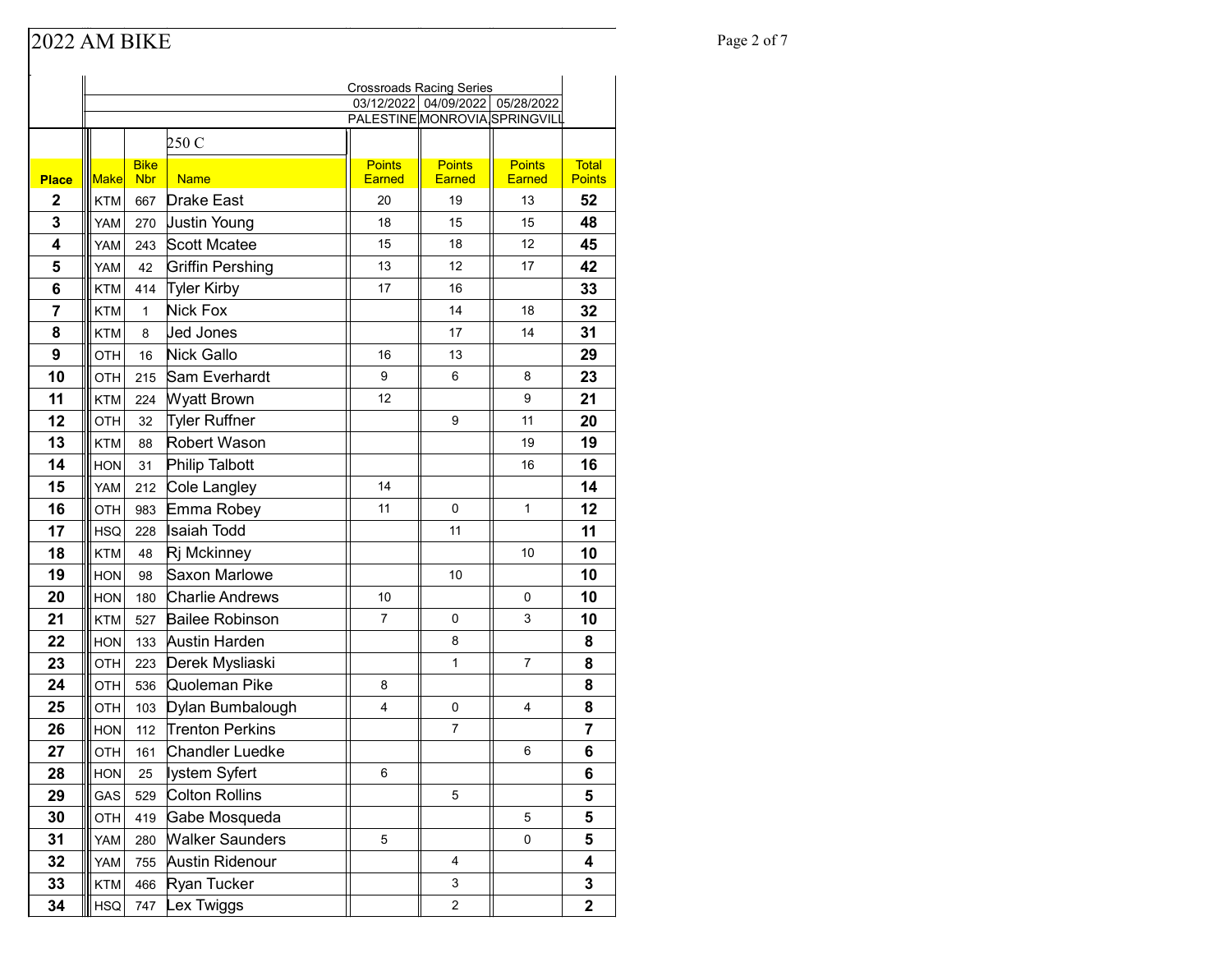# 2022 AM BIKE

| | | | | Crossroads Racing Series | | | |
|---|---|---|---|---|---|---|---|
| | | | | 03/12/2022 | 04/09/2022 | 05/28/2022 | |
| | | | | PALESTINE | MONROVIA | SPRINGVILL | |
| | | | 250 C | | | | |
| **Place** | **Make** | **Bike Nbr** | **Name** | **Points Earned** | **Points Earned** | **Points Earned** | **Total Points** |
| **2** | KTM | 667 | Drake East | 20 | 19 | 13 | **52** |
| **3** | YAM | 270 | Justin Young | 18 | 15 | 15 | **48** |
| **4** | YAM | 243 | Scott Mcatee | 15 | 18 | 12 | **45** |
| **5** | YAM | 42 | Griffin Pershing | 13 | 12 | 17 | **42** |
| **6** | KTM | 414 | Tyler Kirby | 17 | 16 | | **33** |
| **7** | KTM | 1 | Nick Fox | | 14 | 18 | **32** |
| **8** | KTM | 8 | Jed Jones | | 17 | 14 | **31** |
| **9** | OTH | 16 | Nick Gallo | 16 | 13 | | **29** |
| **10** | OTH | 215 | Sam Everhardt | 9 | 6 | 8 | **23** |
| **11** | KTM | 224 | Wyatt Brown | 12 | | 9 | **21** |
| **12** | OTH | 32 | Tyler Ruffner | | 9 | 11 | **20** |
| **13** | KTM | 88 | Robert Wason | | | 19 | **19** |
| **14** | HON | 31 | Philip Talbott | | | 16 | **16** |
| **15** | YAM | 212 | Cole Langley | 14 | | | **14** |
| **16** | OTH | 983 | Emma Robey | 11 | 0 | 1 | **12** |
| **17** | HSQ | 228 | Isaiah Todd | | 11 | | **11** |
| **18** | KTM | 48 | Rj Mckinney | | | 10 | **10** |
| **19** | HON | 98 | Saxon Marlowe | | 10 | | **10** |
| **20** | HON | 180 | Charlie Andrews | 10 | | 0 | **10** |
| **21** | KTM | 527 | Bailee Robinson | 7 | 0 | 3 | **10** |
| **22** | HON | 133 | Austin Harden | | 8 | | **8** |
| **23** | OTH | 223 | Derek Mysliaski | | 1 | 7 | **8** |
| **24** | OTH | 536 | Quoleman Pike | 8 | | | **8** |
| **25** | OTH | 103 | Dylan Bumbalough | 4 | 0 | 4 | **8** |
| **26** | HON | 112 | Trenton Perkins | | 7 | | **7** |
| **27** | OTH | 161 | Chandler Luedke | | | 6 | **6** |
| **28** | HON | 25 | Iystem Syfert | 6 | | | **6** |
| **29** | GAS | 529 | Colton Rollins | | 5 | | **5** |
| **30** | OTH | 419 | Gabe Mosqueda | | | 5 | **5** |
| **31** | YAM | 280 | Walker Saunders | 5 | | 0 | **5** |
| **32** | YAM | 755 | Austin Ridenour | | 4 | | **4** |
| **33** | KTM | 466 | Ryan Tucker | | 3 | | **3** |
| **34** | HSQ | 747 | Lex Twiggs | | 2 | | **2** |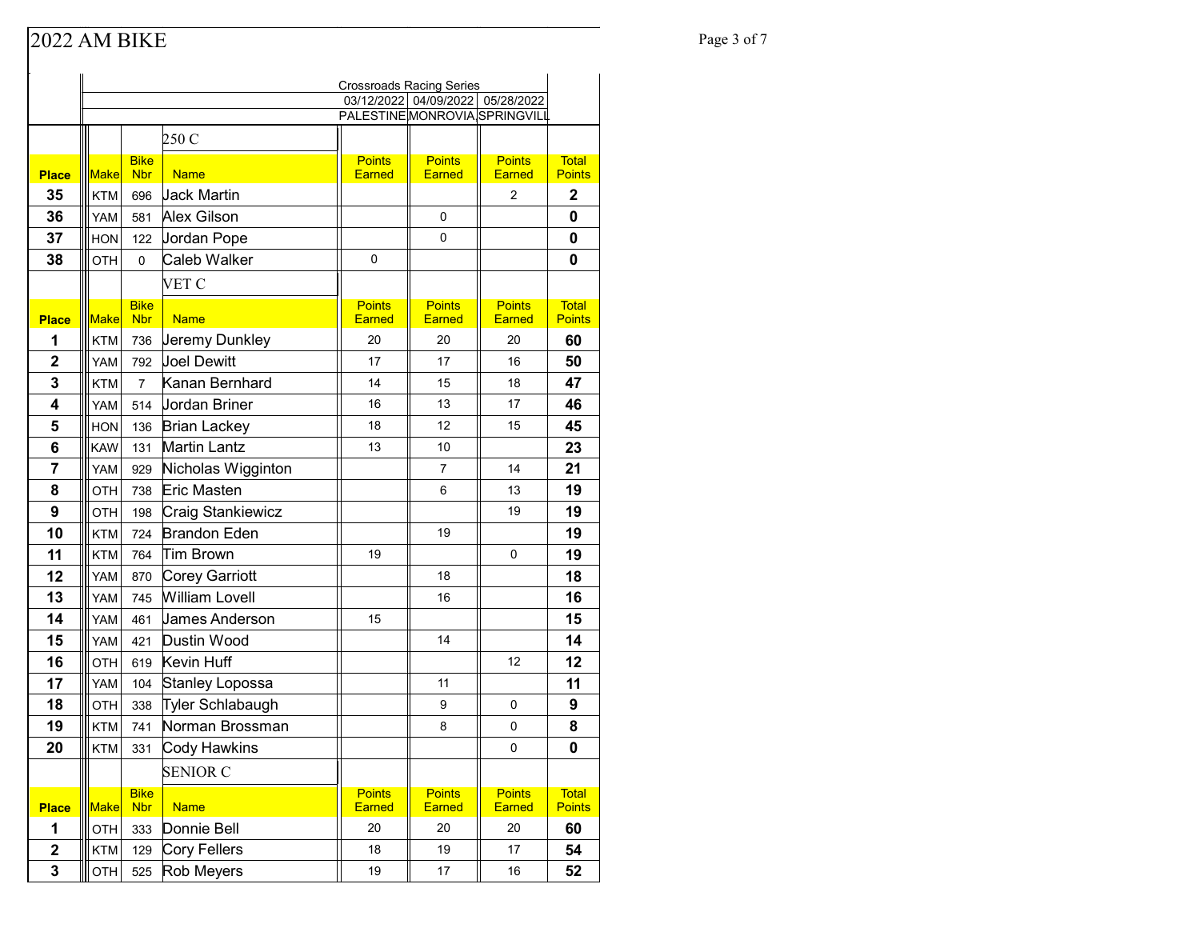# 2022 AM BIKE

| | | | Crossroads Racing Series | | | |
|---|---|---|---|---|---|---|
| | | | 03/12/2022 | 04/09/2022 | 05/28/2022 | |
| | | | PALESTINE | MONROVIA | SPRINGVILL | |
| | | 250 C | | | | |
| **Place** | **Make** | **Bike Nbr** | **Name** | **Points Earned** | **Points Earned** | **Points Earned** | **Total Points** |
| 35 | KTM | 696 | Jack Martin | | | 2 | 2 |
| 36 | YAM | 581 | Alex Gilson | | 0 | | 0 |
| 37 | HON | 122 | Jordan Pope | | 0 | | 0 |
| 38 | OTH | 0 | Caleb Walker | 0 | | | 0 |
| | | | VET C | | | | |
| **Place** | **Make** | **Bike Nbr** | **Name** | **Points Earned** | **Points Earned** | **Points Earned** | **Total Points** |
| 1 | KTM | 736 | Jeremy Dunkley | 20 | 20 | 20 | 60 |
| 2 | YAM | 792 | Joel Dewitt | 17 | 17 | 16 | 50 |
| 3 | KTM | 7 | Kanan Bernhard | 14 | 15 | 18 | 47 |
| 4 | YAM | 514 | Jordan Briner | 16 | 13 | 17 | 46 |
| 5 | HON | 136 | Brian Lackey | 18 | 12 | 15 | 45 |
| 6 | KAW | 131 | Martin Lantz | 13 | 10 | | 23 |
| 7 | YAM | 929 | Nicholas Wigginton | | 7 | 14 | 21 |
| 8 | OTH | 738 | Eric Masten | | 6 | 13 | 19 |
| 9 | OTH | 198 | Craig Stankiewicz | | | 19 | 19 |
| 10 | KTM | 724 | Brandon Eden | | 19 | | 19 |
| 11 | KTM | 764 | Tim Brown | 19 | | 0 | 19 |
| 12 | YAM | 870 | Corey Garriott | | 18 | | 18 |
| 13 | YAM | 745 | William Lovell | | 16 | | 16 |
| 14 | YAM | 461 | James Anderson | 15 | | | 15 |
| 15 | YAM | 421 | Dustin Wood | | 14 | | 14 |
| 16 | OTH | 619 | Kevin Huff | | | 12 | 12 |
| 17 | YAM | 104 | Stanley Lopossa | | 11 | | 11 |
| 18 | OTH | 338 | Tyler Schlabaugh | | 9 | 0 | 9 |
| 19 | KTM | 741 | Norman Brossman | | 8 | 0 | 8 |
| 20 | KTM | 331 | Cody Hawkins | | | 0 | 0 |
| | | | SENIOR C | | | | |
| **Place** | **Make** | **Bike Nbr** | **Name** | **Points Earned** | **Points Earned** | **Points Earned** | **Total Points** |
| 1 | OTH | 333 | Donnie Bell | 20 | 20 | 20 | 60 |
| 2 | KTM | 129 | Cory Fellers | 18 | 19 | 17 | 54 |
| 3 | OTH | 525 | Rob Meyers | 19 | 17 | 16 | 52 |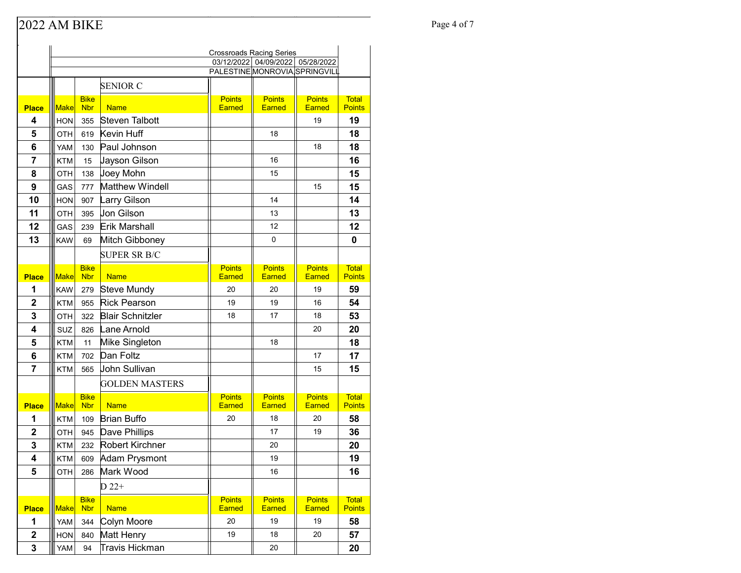# 2022 AM BIKE

| | | | | Crossroads Racing Series | | | |
|---|---|---|---|---|---|---|---|
| | | | | 03/12/2022 | 04/09/2022 | 05/28/2022 | |
| | | | | PALESTINE | MONROVIA | SPRINGVILL | |

## SENIOR C

| Place | Make | Bike Nbr | Name | Points Earned | Points Earned | Points Earned | Total Points |
|---|---|---|---|---|---|---|---|
| 4 | HON | 355 | Steven Talbott | | | 19 | 19 |
| 5 | OTH | 619 | Kevin Huff | | 18 | | 18 |
| 6 | YAM | 130 | Paul Johnson | | | 18 | 18 |
| 7 | KTM | 15 | Jayson Gilson | | 16 | | 16 |
| 8 | OTH | 138 | Joey Mohn | | 15 | | 15 |
| 9 | GAS | 777 | Matthew Windell | | | 15 | 15 |
| 10 | HON | 907 | Larry Gilson | | 14 | | 14 |
| 11 | OTH | 395 | Jon Gilson | | 13 | | 13 |
| 12 | GAS | 239 | Erik Marshall | | 12 | | 12 |
| 13 | KAW | 69 | Mitch Gibboney | | 0 | | 0 |

## SUPER SR B/C

| Place | Make | Bike Nbr | Name | Points Earned | Points Earned | Points Earned | Total Points |
|---|---|---|---|---|---|---|---|
| 1 | KAW | 279 | Steve Mundy | 20 | 20 | 19 | 59 |
| 2 | KTM | 955 | Rick Pearson | 19 | 19 | 16 | 54 |
| 3 | OTH | 322 | Blair Schnitzler | 18 | 17 | 18 | 53 |
| 4 | SUZ | 826 | Lane Arnold | | | 20 | 20 |
| 5 | KTM | 11 | Mike Singleton | | 18 | | 18 |
| 6 | KTM | 702 | Dan Foltz | | | 17 | 17 |
| 7 | KTM | 565 | John Sullivan | | | 15 | 15 |

## GOLDEN MASTERS

| Place | Make | Bike Nbr | Name | Points Earned | Points Earned | Points Earned | Total Points |
|---|---|---|---|---|---|---|---|
| 1 | KTM | 109 | Brian Buffo | 20 | 18 | 20 | 58 |
| 2 | OTH | 945 | Dave Phillips | | 17 | 19 | 36 |
| 3 | KTM | 232 | Robert Kirchner | | 20 | | 20 |
| 4 | KTM | 609 | Adam Prysmont | | 19 | | 19 |
| 5 | OTH | 286 | Mark Wood | | 16 | | 16 |

## D 22+

| Place | Make | Bike Nbr | Name | Points Earned | Points Earned | Points Earned | Total Points |
|---|---|---|---|---|---|---|---|
| 1 | YAM | 344 | Colyn Moore | 20 | 19 | 19 | 58 |
| 2 | HON | 840 | Matt Henry | 19 | 18 | 20 | 57 |
| 3 | YAM | 94 | Travis Hickman | | 20 | | 20 |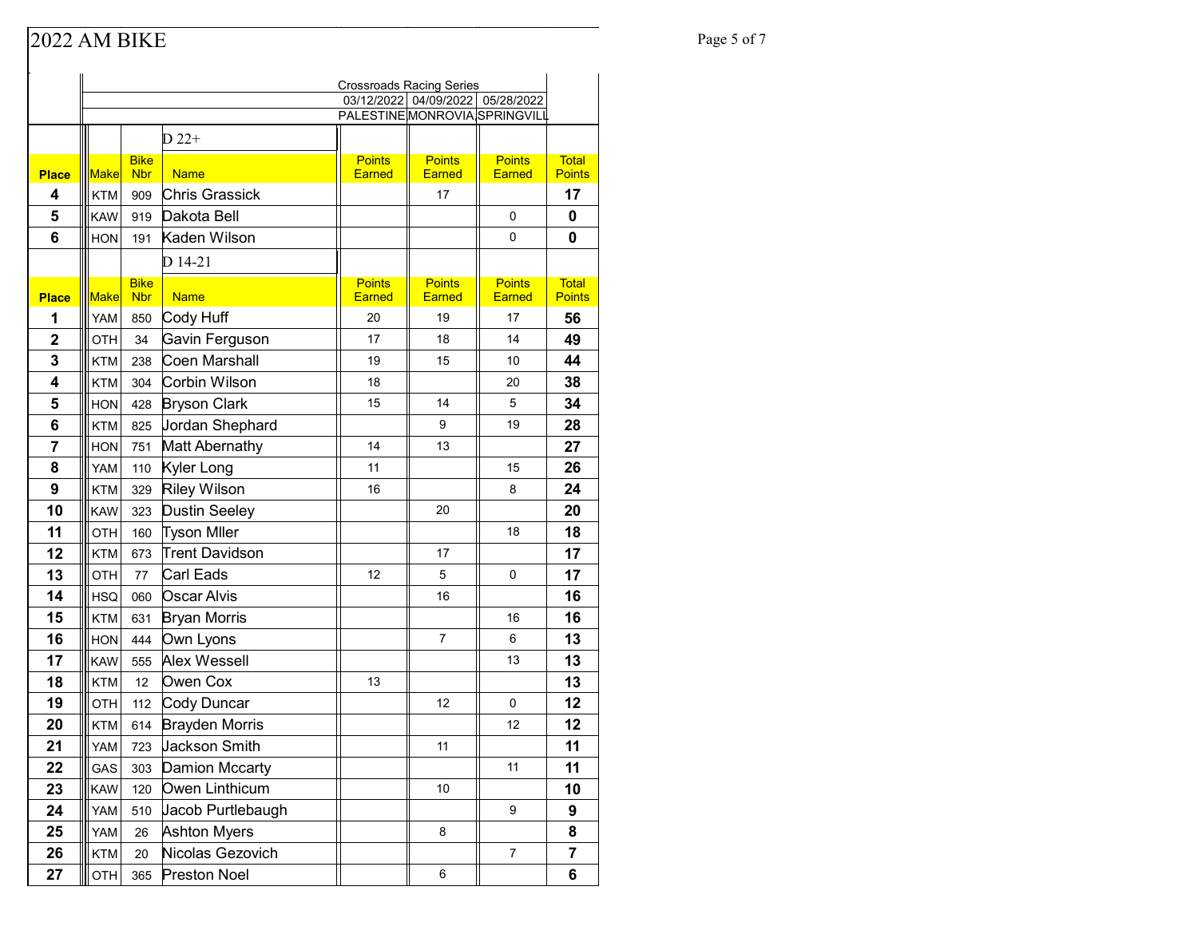# 2022 AM BIKE

| | | | | Crossroads Racing Series | | | |
|---|---|---|---|---|---|---|---|
| | | | | 03/12/2022 | 04/09/2022 | 05/28/2022 | |
| | | | | PALESTINE | MONROVIA | SPRINGVILL | |
| | | | D 22+ | | | | |
| Place | Make | Bike Nbr | Name | Points Earned | Points Earned | Points Earned | Total Points |
| 4 | KTM | 909 | Chris Grassick | | 17 | | 17 |
| 5 | KAW | 919 | Dakota Bell | | | 0 | 0 |
| 6 | HON | 191 | Kaden Wilson | | | 0 | 0 |
| | | | D 14-21 | | | | |
| Place | Make | Bike Nbr | Name | Points Earned | Points Earned | Points Earned | Total Points |
| 1 | YAM | 850 | Cody Huff | 20 | 19 | 17 | 56 |
| 2 | OTH | 34 | Gavin Ferguson | 17 | 18 | 14 | 49 |
| 3 | KTM | 238 | Coen Marshall | 19 | 15 | 10 | 44 |
| 4 | KTM | 304 | Corbin Wilson | 18 | | 20 | 38 |
| 5 | HON | 428 | Bryson Clark | 15 | 14 | 5 | 34 |
| 6 | KTM | 825 | Jordan Shephard | | 9 | 19 | 28 |
| 7 | HON | 751 | Matt Abernathy | 14 | 13 | | 27 |
| 8 | YAM | 110 | Kyler Long | 11 | | 15 | 26 |
| 9 | KTM | 329 | Riley Wilson | 16 | | 8 | 24 |
| 10 | KAW | 323 | Dustin Seeley | | 20 | | 20 |
| 11 | OTH | 160 | Tyson Mller | | | 18 | 18 |
| 12 | KTM | 673 | Trent Davidson | | 17 | | 17 |
| 13 | OTH | 77 | Carl Eads | 12 | 5 | 0 | 17 |
| 14 | HSQ | 060 | Oscar Alvis | | 16 | | 16 |
| 15 | KTM | 631 | Bryan Morris | | | 16 | 16 |
| 16 | HON | 444 | Own Lyons | | 7 | 6 | 13 |
| 17 | KAW | 555 | Alex Wessell | | | 13 | 13 |
| 18 | KTM | 12 | Owen Cox | 13 | | | 13 |
| 19 | OTH | 112 | Cody Duncar | | 12 | 0 | 12 |
| 20 | KTM | 614 | Brayden Morris | | | 12 | 12 |
| 21 | YAM | 723 | Jackson Smith | | 11 | | 11 |
| 22 | GAS | 303 | Damion Mccarty | | | 11 | 11 |
| 23 | KAW | 120 | Owen Linthicum | | 10 | | 10 |
| 24 | YAM | 510 | Jacob Purtlebaugh | | | 9 | 9 |
| 25 | YAM | 26 | Ashton Myers | | 8 | | 8 |
| 26 | KTM | 20 | Nicolas Gezovich | | | 7 | 7 |
| 27 | OTH | 365 | Preston Noel | | 6 | | 6 |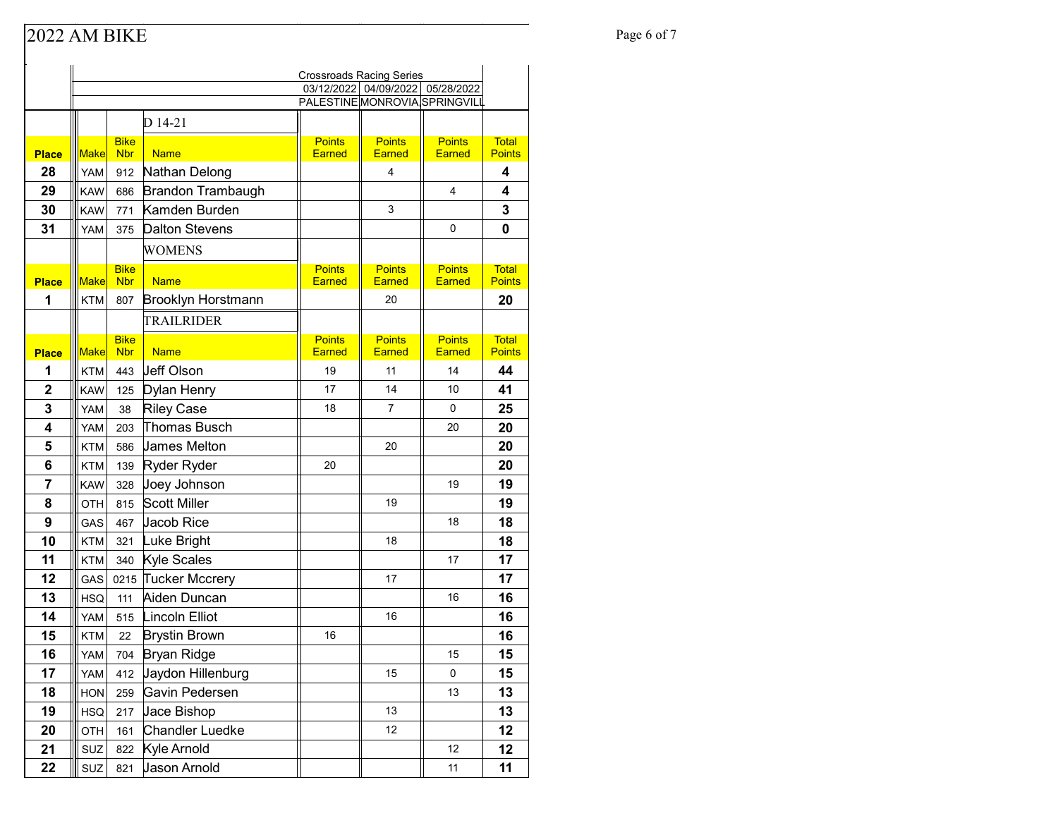# 2022 AM BIKE

| | | | | Crossroads Racing Series | | | |
|---|---|---|---|---|---|---|---|
| | | | | 03/12/2022 | 04/09/2022 | 05/28/2022 | |
| | | | | PALESTINE | MONROVIA | SPRINGVILL | |

## D 14-21

| Place | Make | Bike Nbr | Name | Points Earned | Points Earned | Points Earned | Total Points |
|---|---|---|---|---|---|---|---|
| 28 | YAM | 912 | Nathan Delong | | 4 | | 4 |
| 29 | KAW | 686 | Brandon Trambaugh | | | 4 | 4 |
| 30 | KAW | 771 | Kamden Burden | | 3 | | 3 |
| 31 | YAM | 375 | Dalton Stevens | | | 0 | 0 |

## WOMENS

| Place | Make | Bike Nbr | Name | Points Earned | Points Earned | Points Earned | Total Points |
|---|---|---|---|---|---|---|---|
| 1 | KTM | 807 | Brooklyn Horstmann | | 20 | | 20 |

## TRAILRIDER

| Place | Make | Bike Nbr | Name | Points Earned | Points Earned | Points Earned | Total Points |
|---|---|---|---|---|---|---|---|
| 1 | KTM | 443 | Jeff Olson | 19 | 11 | 14 | 44 |
| 2 | KAW | 125 | Dylan Henry | 17 | 14 | 10 | 41 |
| 3 | YAM | 38 | Riley Case | 18 | 7 | 0 | 25 |
| 4 | YAM | 203 | Thomas Busch | | | 20 | 20 |
| 5 | KTM | 586 | James Melton | | 20 | | 20 |
| 6 | KTM | 139 | Ryder Ryder | 20 | | | 20 |
| 7 | KAW | 328 | Joey Johnson | | | 19 | 19 |
| 8 | OTH | 815 | Scott Miller | | 19 | | 19 |
| 9 | GAS | 467 | Jacob Rice | | | 18 | 18 |
| 10 | KTM | 321 | Luke Bright | | 18 | | 18 |
| 11 | KTM | 340 | Kyle Scales | | | 17 | 17 |
| 12 | GAS | 0215 | Tucker Mccrery | | 17 | | 17 |
| 13 | HSQ | 111 | Aiden Duncan | | | 16 | 16 |
| 14 | YAM | 515 | Lincoln Elliot | | 16 | | 16 |
| 15 | KTM | 22 | Brystin Brown | 16 | | | 16 |
| 16 | YAM | 704 | Bryan Ridge | | | 15 | 15 |
| 17 | YAM | 412 | Jaydon Hillenburg | | 15 | 0 | 15 |
| 18 | HON | 259 | Gavin Pedersen | | | 13 | 13 |
| 19 | HSQ | 217 | Jace Bishop | | 13 | | 13 |
| 20 | OTH | 161 | Chandler Luedke | | 12 | | 12 |
| 21 | SUZ | 822 | Kyle Arnold | | | 12 | 12 |
| 22 | SUZ | 821 | Jason Arnold | | | 11 | 11 |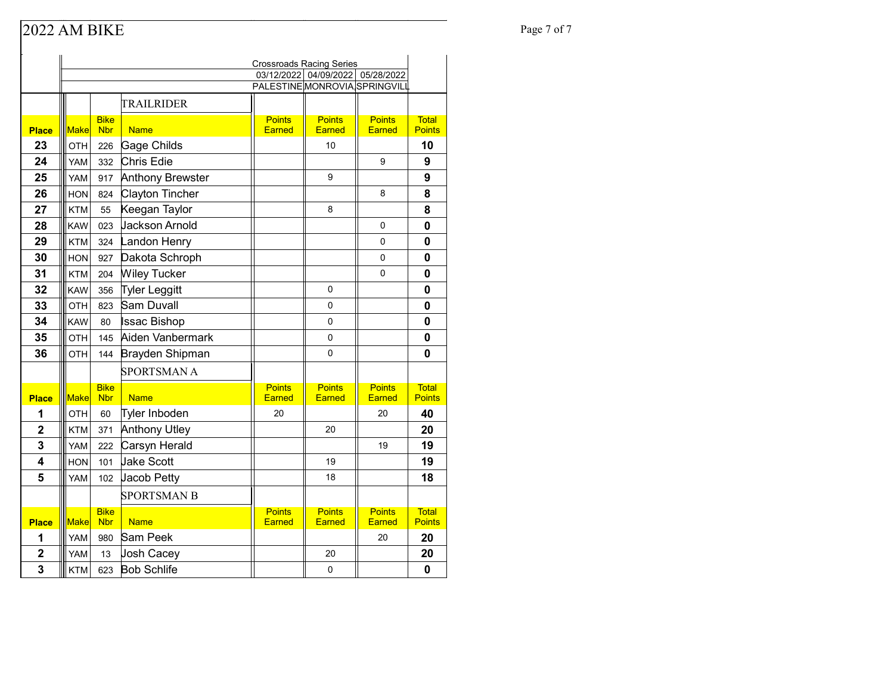# 2022 AM BIKE

| | | | | Crossroads Racing Series | | | |
|---|---|---|---|---|---|---|---|
| | | | | 03/12/2022 | 04/09/2022 | 05/28/2022 | |
| | | | | PALESTINE | MONROVIA | SPRINGVILL | |
| | | | TRAILRIDER | | | | |
| **Place** | **Make** | **Bike Nbr** | **Name** | **Points Earned** | **Points Earned** | **Points Earned** | **Total Points** |
| **23** | OTH | 226 | Gage Childs | | 10 | | **10** |
| **24** | YAM | 332 | Chris Edie | | | 9 | **9** |
| **25** | YAM | 917 | Anthony Brewster | | 9 | | **9** |
| **26** | HON | 824 | Clayton Tincher | | | 8 | **8** |
| **27** | KTM | 55 | Keegan Taylor | | 8 | | **8** |
| **28** | KAW | 023 | Jackson Arnold | | | 0 | **0** |
| **29** | KTM | 324 | Landon Henry | | | 0 | **0** |
| **30** | HON | 927 | Dakota Schroph | | | 0 | **0** |
| **31** | KTM | 204 | Wiley Tucker | | | 0 | **0** |
| **32** | KAW | 356 | Tyler Leggitt | | 0 | | **0** |
| **33** | OTH | 823 | Sam Duvall | | 0 | | **0** |
| **34** | KAW | 80 | Issac Bishop | | 0 | | **0** |
| **35** | OTH | 145 | Aiden Vanbermark | | 0 | | **0** |
| **36** | OTH | 144 | Brayden Shipman | | 0 | | **0** |
| | | | SPORTSMAN A | | | | |
| **Place** | **Make** | **Bike Nbr** | **Name** | **Points Earned** | **Points Earned** | **Points Earned** | **Total Points** |
| **1** | OTH | 60 | Tyler Inboden | 20 | | 20 | **40** |
| **2** | KTM | 371 | Anthony Utley | | 20 | | **20** |
| **3** | YAM | 222 | Carsyn Herald | | | 19 | **19** |
| **4** | HON | 101 | Jake Scott | | 19 | | **19** |
| **5** | YAM | 102 | Jacob Petty | | 18 | | **18** |
| | | | SPORTSMAN B | | | | |
| **Place** | **Make** | **Bike Nbr** | **Name** | **Points Earned** | **Points Earned** | **Points Earned** | **Total Points** |
| **1** | YAM | 980 | Sam Peek | | | 20 | **20** |
| **2** | YAM | 13 | Josh Cacey | | 20 | | **20** |
| **3** | KTM | 623 | Bob Schlife | | 0 | | **0** |